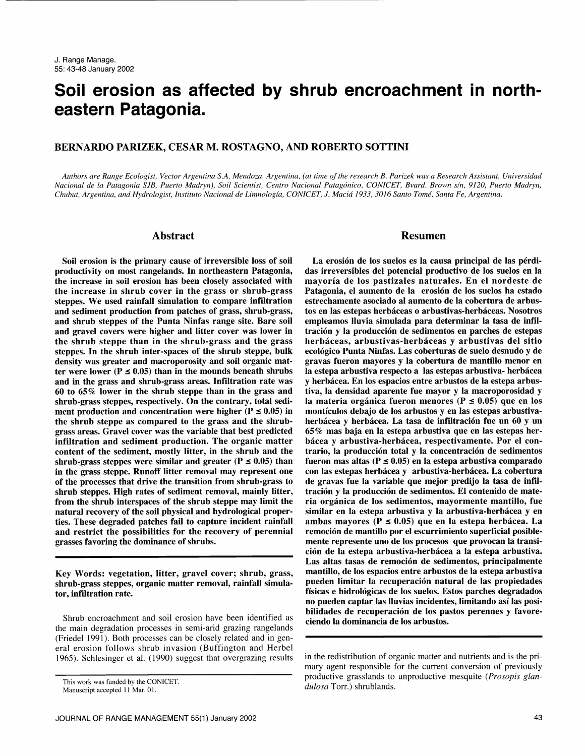# Soil erosion as affected by shrub encroachment in northeastern Patagonia.

**BERNARDO PARIZEK, CESAR M. ROSTAGNO, AND ROBERTO SOTTINI**

*Authors are Range Ecologist, Vector Argentina S.A, Mendoza, Argentina, (at time of the research B. Parizek was a Research Assistant, Universidad Nacional de la Patagonia SJB, Puerto Madryn), Soil Scientist, Centro Nacional Patagónico, CONICET, Bvard. Brown s/n, 9120, Puerto Madryn, Chubut, Argentina, and Hydrologist, Instituto Nacional de Limnología, CONICET, J. Maciá 1933, 3016 Santo Tomé, Santa Fe, Argentina.*

## Abstract

**Soil erosion is the primary cause of irreversible loss of soil productivity on most rangelands. In northeastern Patagonia, the increase in soil erosion has been closely associated with the increase in shrub cover in the grass or shrub-grass steppes. We used rainfall simulation to compare infiltration and sediment production from patches of grass, shrub-grass, and shrub steppes of the Punta Ninfas range site. Bare soil and gravel covers were higher and litter cover was lower in the shrub steppe than in the shrub-grass and the grass steppes. In the shrub inter-spaces of the shrub steppe, bulk density was greater and macroporosity and soil organic matter were lower ($P \leq 0.05$) than in the mounds beneath shrubs and in the grass and shrub-grass areas. Infiltration rate was 60 to 65% lower in the shrub steppe than in the grass and shrub-grass steppes, respectively. On the contrary, total sediment production and concentration were higher ($P \leq 0.05$) in the shrub steppe as compared to the grass and the shrub-grass areas. Gravel cover was the variable that best predicted infiltration and sediment production. The organic matter content of the sediment, mostly litter, in the shrub and the shrub-grass steppes were similar and greater ($P \leq 0.05$) than in the grass steppe. Runoff litter removal may represent one of the processes that drive the transition from shrub-grass to shrub steppes. High rates of sediment removal, mainly litter, from the shrub interspaces of the shrub steppe may limit the natural recovery of the soil physical and hydrological properties. These degraded patches fail to capture incident rainfall and restrict the possibilities for the recovery of perennial grasses favoring the dominance of shrubs.**

**Key Words: vegetation, litter, gravel cover; shrub, grass, shrub-grass steppes, organic matter removal, rainfall simulator, infiltration rate.**

## Resumen

**La erosión de los suelos es la causa principal de las pérdidas irreversibles del potencial productivo de los suelos en la mayoría de los pastizales naturales. En el nordeste de Patagonia, el aumento de la erosión de los suelos ha estado estrechamente asociado al aumento de la cobertura de arbustos en las estepas herbáceas o arbustivas-herbáceas. Nosotros empleamos lluvia simulada para determinar la tasa de infiltración y la producción de sedimentos en parches de estepas herbáceas, arbustivas-herbáceas y arbustivas del sitio ecológico Punta Ninfas. Las coberturas de suelo desnudo y de gravas fueron mayores y la cobertura de mantillo menor en la estepa arbustiva respecto a las estepas arbustiva- herbácea y herbácea. En los espacios entre arbustos de la estepa arbustiva, la densidad aparente fue mayor y la macroporosidad y la materia orgánica fueron menores ($P \leq 0.05$) que en los montículos debajo de los arbustos y en las estepas arbustiva-herbácea y herbácea. La tasa de infiltración fue un 60 y un 65% mas baja en la estepa arbustiva que en las estepas herbácea y arbustiva-herbácea, respectivamente. Por el contrario, la producción total y la concentración de sedimentos fueron mas altas ($P \leq 0.05$) en la estepa arbustiva comparado con las estepas herbácea y arbustiva-herbácea. La cobertura de gravas fue la variable que mejor predijo la tasa de infiltración y la producción de sedimentos. El contenido de materia orgánica de los sedimentos, mayormente mantillo, fue similar en la estepa arbustiva y la arbustiva-herbácea y en ambas mayores ($P \leq 0.05$) que en la estepa herbácea. La remoción de mantillo por el escurrimiento superficial posiblemente represente uno de los procesos que provocan la transición de la estepa arbustiva-herbácea a la estepa arbustiva. Las altas tasas de remoción de sedimentos, principalmente mantillo, de los espacios entre arbustos de la estepa arbustiva pueden limitar la recuperación natural de las propiedades físicas e hidrológicas de los suelos. Estos parches degradados no pueden captar las lluvias incidentes, limitando así las posibilidades de recuperación de los pastos perennes y favoreciendo la dominancia de los arbustos.**

Shrub encroachment and soil erosion have been identified as the main degradation processes in semi-arid grazing rangelands (Friedel 1991). Both processes can be closely related and in general erosion follows shrub invasion (Buffington and Herbel 1965). Schlesinger et al. (1990) suggest that overgrazing results in the redistribution of organic matter and nutrients and is the primary agent responsible for the current conversion of previously productive grasslands to unproductive mesquite (*Prosopis glandulosa* Torr.) shrublands.

This work was funded by the CONICET.
Manuscript accepted 11 Mar. 01.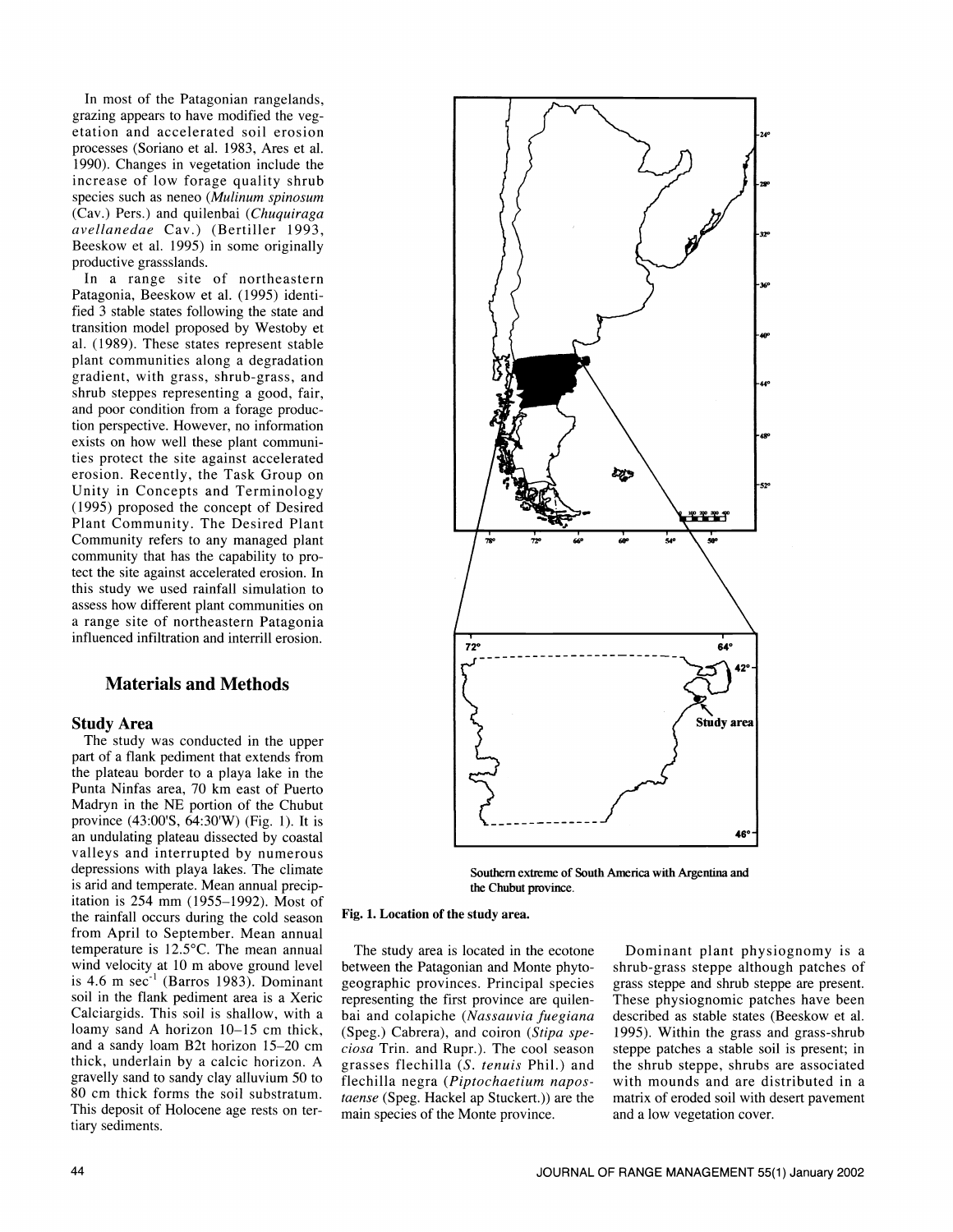In most of the Patagonian rangelands, grazing appears to have modified the vegetation and accelerated soil erosion processes (Soriano et al. 1983, Ares et al. 1990). Changes in vegetation include the increase of low forage quality shrub species such as neneo (*Mulinum spinosum* (Cav.) Pers.) and quilenbai (*Chuquiraga avellanedae* Cav.) (Bertiller 1993, Beeskow et al. 1995) in some originally productive grasssland.

In a range site of northeastern Patagonia, Beeskow et al. (1995) identified 3 stable states following the state and transition model proposed by Westoby et al. (1989). These states represent stable plant communities along a degradation gradient, with grass, shrub-grass, and shrub steppes representing a good, fair, and poor condition from a forage production perspective. However, no information exists on how well these plant communities protect the site against accelerated erosion. Recently, the Task Group on Unity in Concepts and Terminology (1995) proposed the concept of Desired Plant Community. The Desired Plant Community refers to any managed plant community that has the capability to protect the site against accelerated erosion. In this study we used rainfall simulation to assess how different plant communities on a range site of northeastern Patagonia influenced infiltration and interrill erosion.

## Materials and Methods

### Study Area

The study was conducted in the upper part of a flank pediment that extends from the plateau border to a playa lake in the Punta Ninfas area, 70 km east of Puerto Madryn in the NE portion of the Chubut province (43:00'S, 64:30'W) (Fig. 1). It is an undulating plateau dissected by coastal valleys and interrupted by numerous depressions with playa lakes. The climate is arid and temperate. Mean annual precipitation is 254 mm (1955–1992). Most of the rainfall occurs during the cold season from April to September. Mean annual temperature is 12.5°C. The mean annual wind velocity at 10 m above ground level is 4.6 m $sec^{-1}$ (Barros 1983). Dominant soil in the flank pediment area is a Xeric Calciargids. This soil is shallow, with a loamy sand A horizon 10–15 cm thick, and a sandy loam B2t horizon 15–20 cm thick, underlain by a calcic horizon. A gravelly sand to sandy clay alluvium 50 to 80 cm thick forms the soil substratum. This deposit of Holocene age rests on tertiary sediments.

Southern extreme of South America with Argentina and the Chubut province.

**Fig. 1. Location of the study area.**

The study area is located in the ecotone between the Patagonian and Monte phytogeographic provinces. Principal species representing the first province are quilenbai and colapiche (*Nassauvia fuegiana* (Speg.) Cabrera), and coiron (*Stipa speciosa* Trin. and Rupr.). The cool season grasses flechilla (*S. tenuis* Phil.) and flechilla negra (*Piptochaetium napostaense* (Speg. Hackel ap Stuckert.)) are the main species of the Monte province.

Dominant plant physiognomy is a shrub-grass steppe although patches of grass steppe and shrub steppe are present. These physiognomic patches have been described as stable states (Beeskow et al. 1995). Within the grass and grass-shrub steppe patches a stable soil is present; in the shrub steppe, shrubs are associated with mounds and are distributed in a matrix of eroded soil with desert pavement and a low vegetation cover.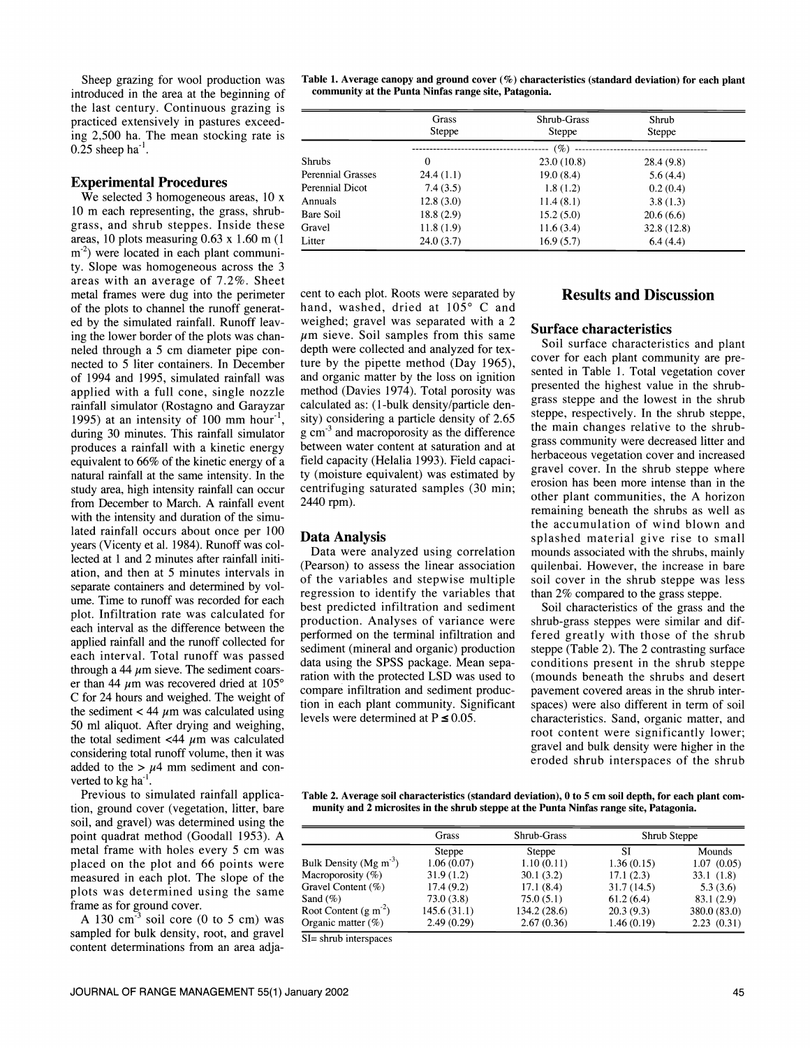Sheep grazing for wool production was introduced in the area at the beginning of the last century. Continuous grazing is practiced extensively in pastures exceeding 2,500 ha. The mean stocking rate is 0.25 sheep $ha^{-1}$.

## Experimental Procedures

We selected 3 homogeneous areas, 10 x 10 m each representing, the grass, shrub-grass, and shrub steppes. Inside these areas, 10 plots measuring 0.63 x 1.60 m (1 $m^{-2}$) were located in each plant community. Slope was homogeneous across the 3 areas with an average of 7.2%. Sheet metal frames were dug into the perimeter of the plots to channel the runoff generated by the simulated rainfall. Runoff leaving the lower border of the plots was channeled through a 5 cm diameter pipe connected to 5 liter containers. In December of 1994 and 1995, simulated rainfall was applied with a full cone, single nozzle rainfall simulator (Rostagno and Garayzar 1995) at an intensity of 100 mm $hour^{-1}$, during 30 minutes. This rainfall simulator produces a rainfall with a kinetic energy equivalent to 66% of the kinetic energy of a natural rainfall at the same intensity. In the study area, high intensity rainfall can occur from December to March. A rainfall event with the intensity and duration of the simulated rainfall occurs about once per 100 years (Vicenty et al. 1984). Runoff was collected at 1 and 2 minutes after rainfall initiation, and then at 5 minutes intervals in separate containers and determined by volume. Time to runoff was recorded for each plot. Infiltration rate was calculated for each interval as the difference between the applied rainfall and the runoff collected for each interval. Total runoff was passed through a 44 $\mu$m sieve. The sediment coarser than 44 $\mu$m was recovered dried at 105° C for 24 hours and weighed. The weight of the sediment < 44 $\mu$m was calculated using 50 ml aliquot. After drying and weighing, the total sediment <44 $\mu$m was calculated considering total runoff volume, then it was added to the > $\mu$4 mm sediment and converted to kg $ha^{-1}$.

Previous to simulated rainfall application, ground cover (vegetation, litter, bare soil, and gravel) was determined using the point quadrat method (Goodall 1953). A metal frame with holes every 5 cm was placed on the plot and 66 points were measured in each plot. The slope of the plots was determined using the same frame as for ground cover.

A 130 $cm^{-3}$ soil core (0 to 5 cm) was sampled for bulk density, root, and gravel content determinations from an area adjacent to each plot. Roots were separated by hand, washed, dried at 105° C and weighed; gravel was separated with a 2 $\mu$m sieve. Soil samples from this same depth were collected and analyzed for texture by the pipette method (Day 1965), and organic matter by the loss on ignition method (Davies 1974). Total porosity was calculated as: (1-bulk density/particle density) considering a particle density of 2.65 g $cm^{-3}$ and macroporosity as the difference between water content at saturation and at field capacity (Helalia 1993). Field capacity (moisture equivalent) was estimated by centrifuging saturated samples (30 min; 2440 rpm).

## Data Analysis

Data were analyzed using correlation (Pearson) to assess the linear association of the variables and stepwise multiple regression to identify the variables that best predicted infiltration and sediment production. Analyses of variance were performed on the terminal infiltration and sediment (mineral and organic) production data using the SPSS package. Mean separation with the protected LSD was used to compare infiltration and sediment production in each plant community. Significant levels were determined at $P \leq 0.05$.

**Table 1. Average canopy and ground cover (%) characteristics (standard deviation) for each plant community at the Punta Ninfas range site, Patagonia.**

| | Grass Steppe | Shrub-Grass Steppe | Shrub Steppe |
|---|---|---|---|
| | (%) | | |
| Shrubs | 0 | 23.0 (10.8) | 28.4 (9.8) |
| Perennial Grasses | 24.4 (1.1) | 19.0 (8.4) | 5.6 (4.4) |
| Perennial Dicot | 7.4 (3.5) | 1.8 (1.2) | 0.2 (0.4) |
| Annuals | 12.8 (3.0) | 11.4 (8.1) | 3.8 (1.3) |
| Bare Soil | 18.8 (2.9) | 15.2 (5.0) | 20.6 (6.6) |
| Gravel | 11.8 (1.9) | 11.6 (3.4) | 32.8 (12.8) |
| Litter | 24.0 (3.7) | 16.9 (5.7) | 6.4 (4.4) |

## Results and Discussion

### Surface characteristics

Soil surface characteristics and plant cover for each plant community are presented in Table 1. Total vegetation cover presented the highest value in the shrub-grass steppe and the lowest in the shrub steppe, respectively. In the shrub steppe, the main changes relative to the shrub-grass community were decreased litter and herbaceous vegetation cover and increased gravel cover. In the shrub steppe where erosion has been more intense than in the other plant communities, the A horizon remaining beneath the shrubs as well as the accumulation of wind blown and splashed material give rise to small mounds associated with the shrubs, mainly quilenbai. However, the increase in bare soil cover in the shrub steppe was less than 2% compared to the grass steppe.

Soil characteristics of the grass and the shrub-grass steppes were similar and differed greatly with those of the shrub steppe (Table 2). The 2 contrasting surface conditions present in the shrub steppe (mounds beneath the shrubs and desert pavement covered areas in the shrub interspaces) were also different in term of soil characteristics. Sand, organic matter, and root content were significantly lower; gravel and bulk density were higher in the eroded shrub interspaces of the shrub

**Table 2. Average soil characteristics (standard deviation), 0 to 5 cm soil depth, for each plant community and 2 microsites in the shrub steppe at the Punta Ninfas range site, Patagonia.**

| | Grass Steppe | Shrub-Grass Steppe | Shrub Steppe | |
|---|---|---|---|---|
| | | | SI | Mounds |
| Bulk Density (Mg $m^{-3}$) | 1.06 (0.07) | 1.10 (0.11) | 1.36 (0.15) | 1.07 (0.05) |
| Macroporosity (%) | 31.9 (1.2) | 30.1 (3.2) | 17.1 (2.3) | 33.1 (1.8) |
| Gravel Content (%) | 17.4 (9.2) | 17.1 (8.4) | 31.7 (14.5) | 5.3 (3.6) |
| Sand (%) | 73.0 (3.8) | 75.0 (5.1) | 61.2 (6.4) | 83.1 (2.9) |
| Root Content (g $m^{-2}$) | 145.6 (31.1) | 134.2 (28.6) | 20.3 (9.3) | 380.0 (83.0) |
| Organic matter (%) | 2.49 (0.29) | 2.67 (0.36) | 1.46 (0.19) | 2.23 (0.31) |

SI= shrub interspaces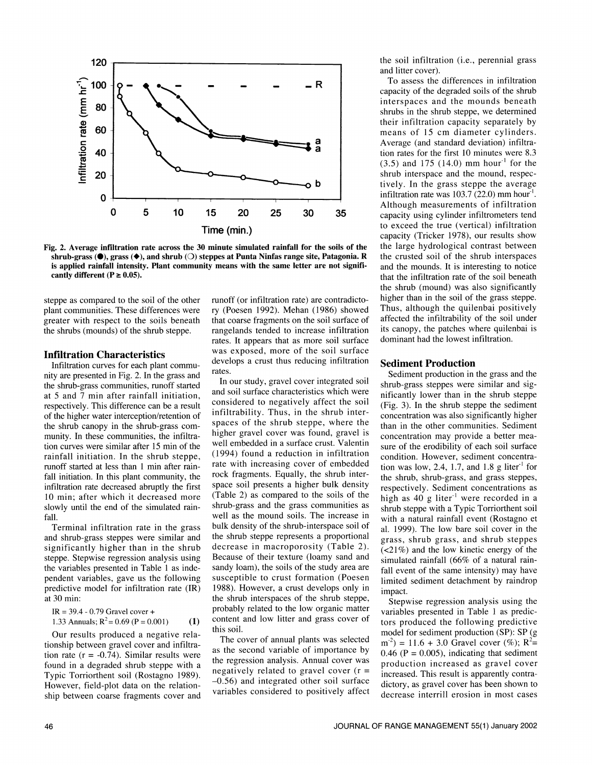Fig. 2. Average infiltration rate across the 30 minute simulated rainfall for the soils of the shrub-grass (●), grass (◆), and shrub (○) steppes at Punta Ninfas range site, Patagonia. R is applied rainfall intensity. Plant community means with the same letter are not significantly different ($P \geq 0.05$).

steppe as compared to the soil of the other plant communities. These differences were greater with respect to the soils beneath the shrubs (mounds) of the shrub steppe.

## Infiltration Characteristics

Infiltration curves for each plant community are presented in Fig. 2. In the grass and the shrub-grass communities, runoff started at 5 and 7 min after rainfall initiation, respectively. This difference can be a result of the higher water interception/retention of the shrub canopy in the shrub-grass community. In these communities, the infiltration curves were similar after 15 min of the rainfall initiation. In the shrub steppe, runoff started at less than 1 min after rainfall initiation. In this plant community, the infiltration rate decreased abruptly the first 10 min; after which it decreased more slowly until the end of the simulated rainfall.

Terminal infiltration rate in the grass and shrub-grass steppes were similar and significantly higher than in the shrub steppe. Stepwise regression analysis using the variables presented in Table 1 as independent variables, gave us the following predictive model for infiltration rate (IR) at 30 min:

$$IR = 39.4 - 0.79 \text{ Gravel cover} + 1.33 \text{ Annuals}; R^2 = 0.69 \ (P = 0.001) \qquad (1)$$

Our results produced a negative relationship between gravel cover and infiltration rate ($r = -0.74$). Similar results were found in a degraded shrub steppe with a Typic Torriorthent soil (Rostagno 1989). However, field-plot data on the relationship between coarse fragments cover and runoff (or infiltration rate) are contradictory (Poesen 1992). Mehan (1986) showed that coarse fragments on the soil surface of rangelands tended to increase infiltration rates. It appears that as more soil surface was exposed, more of the soil surface develops a crust thus reducing infiltration rates.

In our study, gravel cover integrated soil and soil surface characteristics which were considered to negatively affect the soil infiltrability. Thus, in the shrub interspaces of the shrub steppe, where the higher gravel cover was found, gravel is well embedded in a surface crust. Valentin (1994) found a reduction in infiltration rate with increasing cover of embedded rock fragments. Equally, the shrub interspace soil presents a higher bulk density (Table 2) as compared to the soils of the shrub-grass and the grass communities as well as the mound soils. The increase in bulk density of the shrub-interspace soil of the shrub steppe represents a proportional decrease in macroporosity (Table 2). Because of their texture (loamy sand and sandy loam), the soils of the study area are susceptible to crust formation (Poesen 1988). However, a crust develops only in the shrub interspaces of the shrub steppe, probably related to the low organic matter content and low litter and grass cover of this soil.

The cover of annual plants was selected as the second variable of importance by the regression analysis. Annual cover was negatively related to gravel cover ($r = -0.56$) and integrated other soil surface variables considered to positively affect the soil infiltration (i.e., perennial grass and litter cover).

To assess the differences in infiltration capacity of the degraded soils of the shrub interspaces and the mounds beneath shrubs in the shrub steppe, we determined their infiltration capacity separately by means of 15 cm diameter cylinders. Average (and standard deviation) infiltration rates for the first 10 minutes were 8.3 (3.5) and 175 (14.0) mm hour$^{-1}$ for the shrub interspace and the mound, respectively. In the grass steppe the average infiltration rate was 103.7 (22.0) mm hour$^{-1}$. Although measurements of infiltration capacity using cylinder infiltrometers tend to exceed the true (vertical) infiltration capacity (Tricker 1978), our results show the large hydrological contrast between the crusted soil of the shrub interspaces and the mounds. It is interesting to notice that the infiltration rate of the soil beneath the shrub (mound) was also significantly higher than in the soil of the grass steppe. Thus, although the quilenbai positively affected the infiltrability of the soil under its canopy, the patches where quilenbai is dominant had the lowest infiltration.

## Sediment Production

Sediment production in the grass and the shrub-grass steppes were similar and significantly lower than in the shrub steppe (Fig. 3). In the shrub steppe the sediment concentration was also significantly higher than in the other communities. Sediment concentration may provide a better measure of the erodibility of each soil surface condition. However, sediment concentration was low, 2.4, 1.7, and 1.8 g liter$^{-1}$ for the shrub, shrub-grass, and grass steppes, respectively. Sediment concentrations as high as 40 g liter$^{-1}$ were recorded in a shrub steppe with a Typic Torriorthent soil with a natural rainfall event (Rostagno et al. 1999). The low bare soil cover in the grass, shrub grass, and shrub steppes (<21%) and the low kinetic energy of the simulated rainfall (66% of a natural rainfall event of the same intensity) may have limited sediment detachment by raindrop impact.

Stepwise regression analysis using the variables presented in Table 1 as predictors produced the following predictive model for sediment production (SP): SP (g m$^{-2}$) = 11.6 + 3.0 Gravel cover (%); $R^2 = 0.46$ ($P = 0.005$), indicating that sediment production increased as gravel cover increased. This result is apparently contradictory, as gravel cover has been shown to decrease interrill erosion in most cases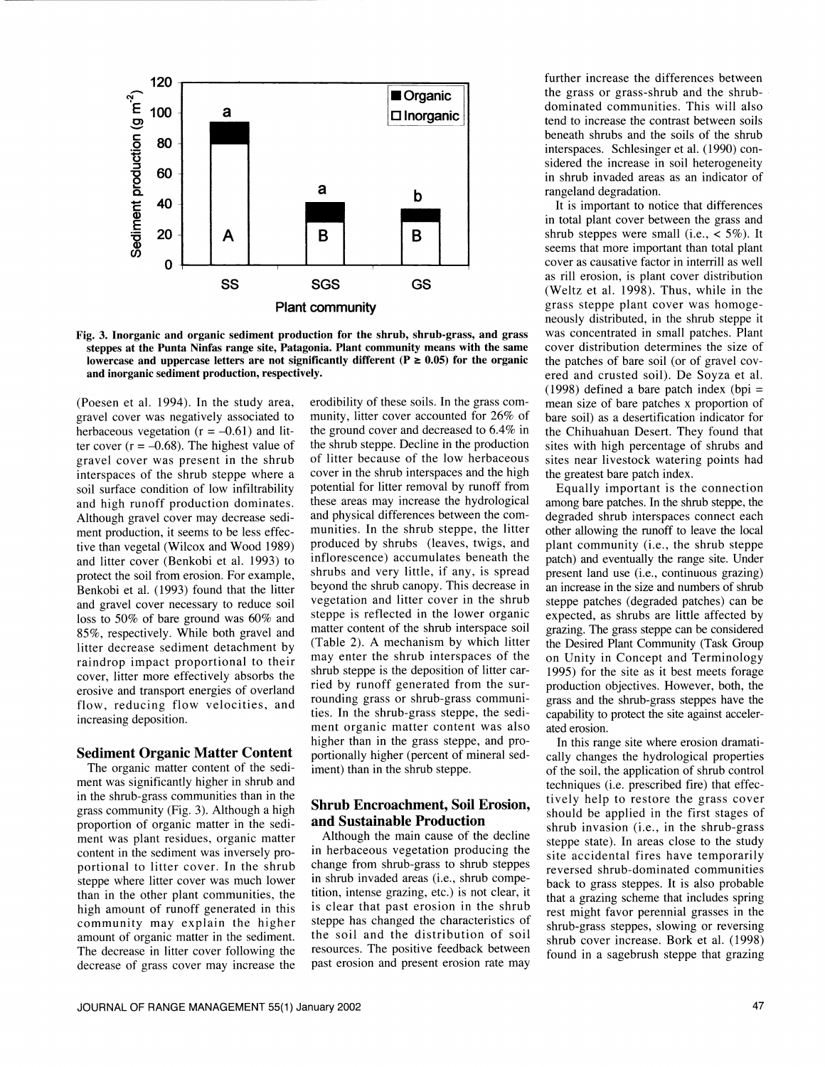Fig. 3. Inorganic and organic sediment production for the shrub, shrub-grass, and grass steppes at the Punta Ninfas range site, Patagonia. Plant community means with the same lowercase and uppercase letters are not significantly different ($P \geq 0.05$) for the organic and inorganic sediment production, respectively.

(Poesen et al. 1994). In the study area, gravel cover was negatively associated to herbaceous vegetation ($r = -0.61$) and litter cover ($r = -0.68$). The highest value of gravel cover was present in the shrub interspaces of the shrub steppe where a soil surface condition of low infiltrability and high runoff production dominates. Although gravel cover may decrease sediment production, it seems to be less effective than vegetal (Wilcox and Wood 1989) and litter cover (Benkobi et al. 1993) to protect the soil from erosion. For example, Benkobi et al. (1993) found that the litter and gravel cover necessary to reduce soil loss to 50% of bare ground was 60% and 85%, respectively. While both gravel and litter decrease sediment detachment by raindrop impact proportional to their cover, litter more effectively absorbs the erosive and transport energies of overland flow, reducing flow velocities, and increasing deposition.

## Sediment Organic Matter Content

The organic matter content of the sediment was significantly higher in shrub and in the shrub-grass communities than in the grass community (Fig. 3). Although a high proportion of organic matter in the sediment was plant residues, organic matter content in the sediment was inversely proportional to litter cover. In the shrub steppe where litter cover was much lower than in the other plant communities, the high amount of runoff generated in this community may explain the higher amount of organic matter in the sediment. The decrease in litter cover following the decrease of grass cover may increase the erodibility of these soils. In the grass community, litter cover accounted for 26% of the ground cover and decreased to 6.4% in the shrub steppe. Decline in the production of litter because of the low herbaceous cover in the shrub interspaces and the high potential for litter removal by runoff from these areas may increase the hydrological and physical differences between the communities. In the shrub steppe, the litter produced by shrubs (leaves, twigs, and inflorescence) accumulates beneath the shrubs and very little, if any, is spread beyond the shrub canopy. This decrease in vegetation and litter cover in the shrub steppe is reflected in the lower organic matter content of the shrub interspace soil (Table 2). A mechanism by which litter may enter the shrub interspaces of the shrub steppe is the deposition of litter carried by runoff generated from the surrounding grass or shrub-grass communities. In the shrub-grass steppe, the sediment organic matter content was also higher than in the grass steppe, and proportionally higher (percent of mineral sediment) than in the shrub steppe.

## Shrub Encroachment, Soil Erosion, and Sustainable Production

Although the main cause of the decline in herbaceous vegetation producing the change from shrub-grass to shrub steppes in shrub invaded areas (i.e., shrub competition, intense grazing, etc.) is not clear, it is clear that past erosion in the shrub steppe has changed the characteristics of the soil and the distribution of soil resources. The positive feedback between past erosion and present erosion rate may further increase the differences between the grass or grass-shrub and the shrub-dominated communities. This will also tend to increase the contrast between soils beneath shrubs and the soils of the shrub interspaces. Schlesinger et al. (1990) considered the increase in soil heterogeneity in shrub invaded areas as an indicator of rangeland degradation.

It is important to notice that differences in total plant cover between the grass and shrub steppes were small (i.e., < 5%). It seems that more important than total plant cover as causative factor in interrill as well as rill erosion, is plant cover distribution (Weltz et al. 1998). Thus, while in the grass steppe plant cover was homogeneously distributed, in the shrub steppe it was concentrated in small patches. Plant cover distribution determines the size of the patches of bare soil (or of gravel covered and crusted soil). De Soyza et al. (1998) defined a bare patch index (bpi = mean size of bare patches x proportion of bare soil) as a desertification indicator for the Chihuahuan Desert. They found that sites with high percentage of shrubs and sites near livestock watering points had the greatest bare patch index.

Equally important is the connection among bare patches. In the shrub steppe, the degraded shrub interspaces connect each other allowing the runoff to leave the local plant community (i.e., the shrub steppe patch) and eventually the range site. Under present land use (i.e., continuous grazing) an increase in the size and numbers of shrub steppe patches (degraded patches) can be expected, as shrubs are little affected by grazing. The grass steppe can be considered the Desired Plant Community (Task Group on Unity in Concept and Terminology 1995) for the site as it best meets forage production objectives. However, both, the grass and the shrub-grass steppes have the capability to protect the site against accelerated erosion.

In this range site where erosion dramatically changes the hydrological properties of the soil, the application of shrub control techniques (i.e. prescribed fire) that effectively help to restore the grass cover should be applied in the first stages of shrub invasion (i.e., in the shrub-grass steppe state). In areas close to the study site accidental fires have temporarily reversed shrub-dominated communities back to grass steppes. It is also probable that a grazing scheme that includes spring rest might favor perennial grasses in the shrub-grass steppes, slowing or reversing shrub cover increase. Bork et al. (1998) found in a sagebrush steppe that grazing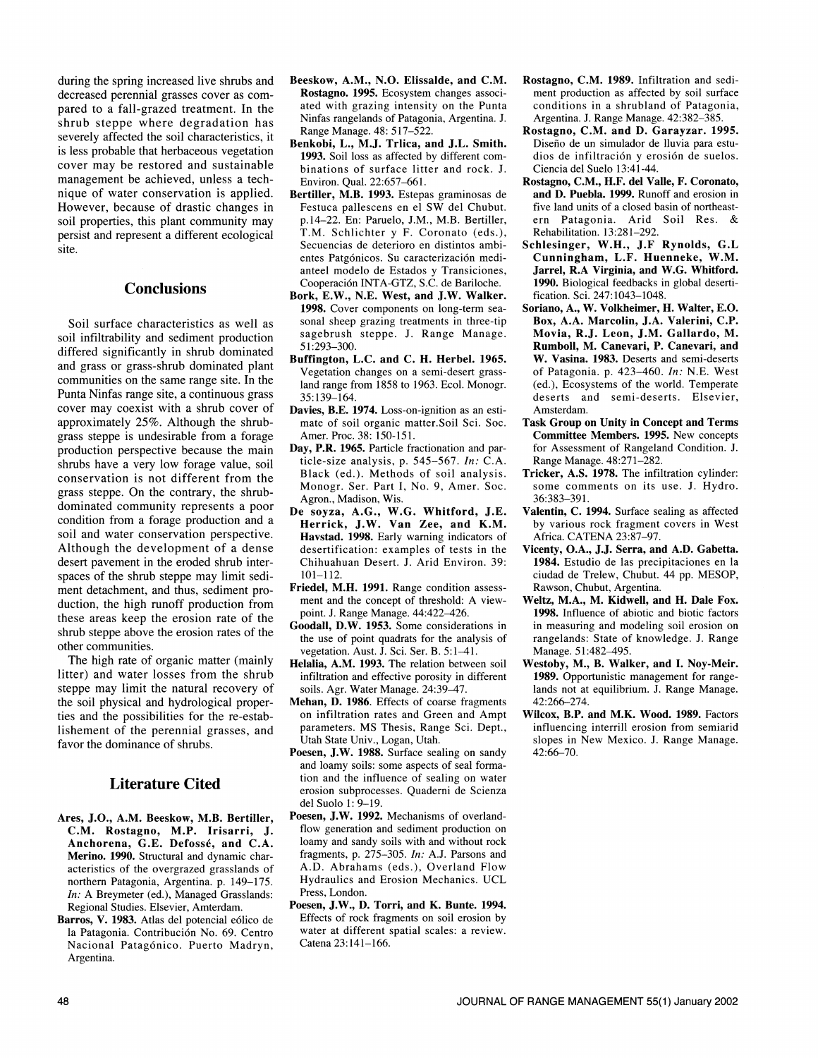during the spring increased live shrubs and decreased perennial grasses cover as compared to a fall-grazed treatment. In the shrub steppe where degradation has severely affected the soil characteristics, it is less probable that herbaceous vegetation cover may be restored and sustainable management be achieved, unless a technique of water conservation is applied. However, because of drastic changes in soil properties, this plant community may persist and represent a different ecological site.

## Conclusions

Soil surface characteristics as well as soil infiltrability and sediment production differed significantly in shrub dominated and grass or grass-shrub dominated plant communities on the same range site. In the Punta Ninfas range site, a continuous grass cover may coexist with a shrub cover of approximately 25%. Although the shrub-grass steppe is undesirable from a forage production perspective because the main shrubs have a very low forage value, soil conservation is not different from the grass steppe. On the contrary, the shrub-dominated community represents a poor condition from a forage production and a soil and water conservation perspective. Although the development of a dense desert pavement in the eroded shrub interspaces of the shrub steppe may limit sediment detachment, and thus, sediment production, the high runoff production from these areas keep the erosion rate of the shrub steppe above the erosion rates of the other communities.

The high rate of organic matter (mainly litter) and water losses from the shrub steppe may limit the natural recovery of the soil physical and hydrological properties and the possibilities for the re-establishement of the perennial grasses, and favor the dominance of shrubs.

## Literature Cited

**Ares, J.O., A.M. Beeskow, M.B. Bertiller, C.M. Rostagno, M.P. Irisarri, J. Anchorena, G.E. Defossé, and C.A. Merino. 1990.** Structural and dynamic characteristics of the overgrazed grasslands of northern Patagonia, Argentina. p. 149–175. *In:* A Breymeter (ed.), Managed Grasslands: Regional Studies. Elsevier, Amterdam.

**Barros, V. 1983.** Atlas del potencial eólico de la Patagonia. Contribución No. 69. Centro Nacional Patagónico. Puerto Madryn, Argentina.

**Beeskow, A.M., N.O. Elissalde, and C.M. Rostagno. 1995.** Ecosystem changes associated with grazing intensity on the Punta Ninfas rangelands of Patagonia, Argentina. J. Range Manage. 48: 517–522.

**Benkobi, L., M.J. Trlica, and J.L. Smith. 1993.** Soil loss as affected by different combinations of surface litter and rock. J. Environ. Qual. 22:657–661.

**Bertiller, M.B. 1993.** Estepas graminosas de Festuca pallescens en el SW del Chubut. p.14–22. En: Paruelo, J.M., M.B. Bertiller, T.M. Schlichter y F. Coronato (eds.), Secuencias de deterioro en distintos ambientes Patgónicos. Su caracterización medianteel modelo de Estados y Transiciones, Cooperación INTA-GTZ, S.C. de Bariloche.

**Bork, E.W., N.E. West, and J.W. Walker. 1998.** Cover components on long-term seasonal sheep grazing treatments in three-tip sagebrush steppe. J. Range Manage. 51:293–300.

**Buffington, L.C. and C. H. Herbel. 1965.** Vegetation changes on a semi-desert grassland range from 1858 to 1963. Ecol. Monogr. 35:139–164.

**Davies, B.E. 1974.** Loss-on-ignition as an estimate of soil organic matter.Soil Sci. Soc. Amer. Proc. 38: 150-151.

**Day, P.R. 1965.** Particle fractionation and particle-size analysis, p. 545–567. *In:* C.A. Black (ed.). Methods of soil analysis. Monogr. Ser. Part I, No. 9, Amer. Soc. Agron., Madison, Wis.

**De soyza, A.G., W.G. Whitford, J.E. Herrick, J.W. Van Zee, and K.M. Havstad. 1998.** Early warning indicators of desertification: examples of tests in the Chihuahuan Desert. J. Arid Environ. 39: 101–112.

**Friedel, M.H. 1991.** Range condition assessment and the concept of threshold: A viewpoint. J. Range Manage. 44:422–426.

**Goodall, D.W. 1953.** Some considerations in the use of point quadrats for the analysis of vegetation. Aust. J. Sci. Ser. B. 5:1–41.

**Helalia, A.M. 1993.** The relation between soil infiltration and effective porosity in different soils. Agr. Water Manage. 24:39–47.

**Mehan, D. 1986.** Effects of coarse fragments on infiltration rates and Green and Ampt parameters. MS Thesis, Range Sci. Dept., Utah State Univ., Logan, Utah.

**Poesen, J.W. 1988.** Surface sealing on sandy and loamy soils: some aspects of seal formation and the influence of sealing on water erosion subprocesses. Quaderni de Scienza del Suolo 1: 9–19.

**Poesen, J.W. 1992.** Mechanisms of overland-flow generation and sediment production on loamy and sandy soils with and without rock fragments, p. 275–305. *In:* A.J. Parsons and A.D. Abrahams (eds.), Overland Flow Hydraulics and Erosion Mechanics. UCL Press, London.

**Poesen, J.W., D. Torri, and K. Bunte. 1994.** Effects of rock fragments on soil erosion by water at different spatial scales: a review. Catena 23:141–166.

**Rostagno, C.M. 1989.** Infiltration and sediment production as affected by soil surface conditions in a shrubland of Patagonia, Argentina. J. Range Manage. 42:382–385.

**Rostagno, C.M. and D. Garayzar. 1995.** Diseño de un simulador de lluvia para estudios de infiltración y erosión de suelos. Ciencia del Suelo 13:41-44.

**Rostagno, C.M., H.F. del Valle, F. Coronato, and D. Puebla. 1999.** Runoff and erosion in five land units of a closed basin of northeastern Patagonia. Arid Soil Res. & Rehabilitation. 13:281–292.

**Schlesinger, W.H., J.F Rynolds, G.L Cunningham, L.F. Huenneke, W.M. Jarrel, R.A Virginia, and W.G. Whitford. 1990.** Biological feedbacks in global desertification. Sci. 247:1043–1048.

**Soriano, A., W. Volkheimer, H. Walter, E.O. Box, A.A. Marcolin, J.A. Valerini, C.P. Movia, R.J. Leon, J.M. Gallardo, M. Rumboll, M. Canevari, P. Canevari, and W. Vasina. 1983.** Deserts and semi-deserts of Patagonia. p. 423–460. *In:* N.E. West (ed.), Ecosystems of the world. Temperate deserts and semi-deserts. Elsevier, Amsterdam.

**Task Group on Unity in Concept and Terms Committee Members. 1995.** New concepts for Assessment of Rangeland Condition. J. Range Manage. 48:271–282.

**Tricker, A.S. 1978.** The infiltration cylinder: some comments on its use. J. Hydro. 36:383–391.

**Valentin, C. 1994.** Surface sealing as affected by various rock fragment covers in West Africa. CATENA 23:87–97.

**Vicenty, O.A., J.J. Serra, and A.D. Gabetta. 1984.** Estudio de las precipitaciones en la ciudad de Trelew, Chubut. 44 pp. MESOP, Rawson, Chubut, Argentina.

**Weltz, M.A., M. Kidwell, and H. Dale Fox. 1998.** Influence of abiotic and biotic factors in measuring and modeling soil erosion on rangelands: State of knowledge. J. Range Manage. 51:482–495.

**Westoby, M., B. Walker, and I. Noy-Meir. 1989.** Opportunistic management for rangelands not at equilibrium. J. Range Manage. 42:266–274.

**Wilcox, B.P. and M.K. Wood. 1989.** Factors influencing interrill erosion from semiarid slopes in New Mexico. J. Range Manage. 42:66–70.